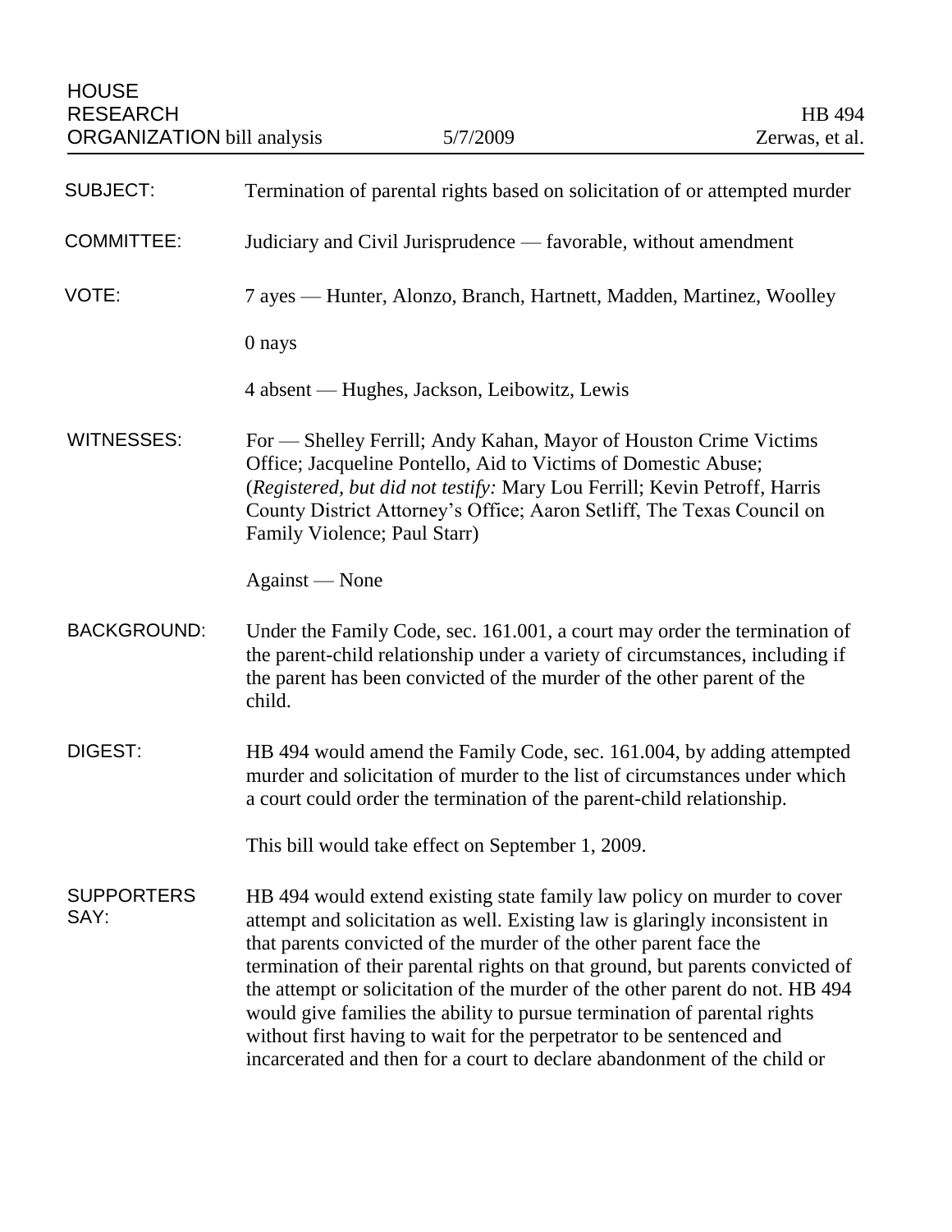HOUSE RESEARCH ORGANIZATION bill analysis | 5/7/2009 | HB 494 Zerwas, et al.

---

**SUBJECT:** Termination of parental rights based on solicitation of or attempted murder

**COMMITTEE:** Judiciary and Civil Jurisprudence — favorable, without amendment

**VOTE:** 7 ayes — Hunter, Alonzo, Branch, Hartnett, Madden, Martinez, Woolley

0 nays

4 absent — Hughes, Jackson, Leibowitz, Lewis

**WITNESSES:** For — Shelley Ferrill; Andy Kahan, Mayor of Houston Crime Victims Office; Jacqueline Pontello, Aid to Victims of Domestic Abuse; (*Registered, but did not testify:* Mary Lou Ferrill; Kevin Petroff, Harris County District Attorney's Office; Aaron Setliff, The Texas Council on Family Violence; Paul Starr)

Against — None

**BACKGROUND:** Under the Family Code, sec. 161.001, a court may order the termination of the parent-child relationship under a variety of circumstances, including if the parent has been convicted of the murder of the other parent of the child.

**DIGEST:** HB 494 would amend the Family Code, sec. 161.004, by adding attempted murder and solicitation of murder to the list of circumstances under which a court could order the termination of the parent-child relationship.

This bill would take effect on September 1, 2009.

**SUPPORTERS SAY:** HB 494 would extend existing state family law policy on murder to cover attempt and solicitation as well. Existing law is glaringly inconsistent in that parents convicted of the murder of the other parent face the termination of their parental rights on that ground, but parents convicted of the attempt or solicitation of the murder of the other parent do not. HB 494 would give families the ability to pursue termination of parental rights without first having to wait for the perpetrator to be sentenced and incarcerated and then for a court to declare abandonment of the child or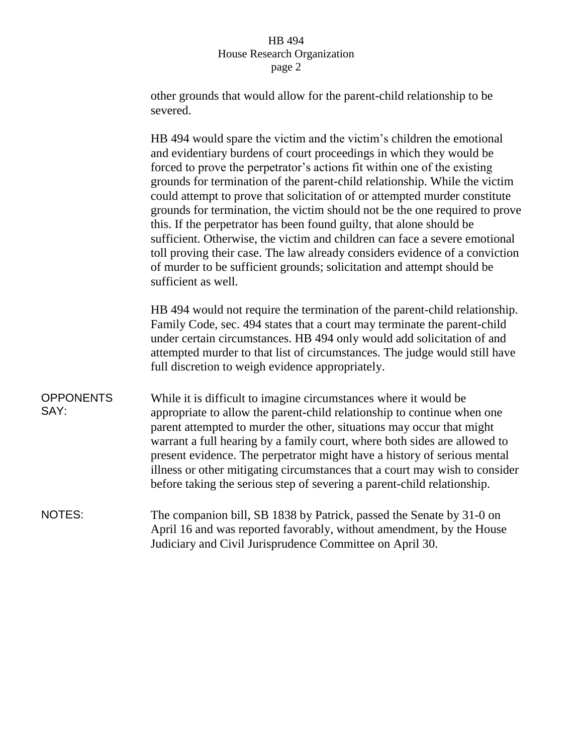other grounds that would allow for the parent-child relationship to be severed.

HB 494 would spare the victim and the victim's children the emotional and evidentiary burdens of court proceedings in which they would be forced to prove the perpetrator's actions fit within one of the existing grounds for termination of the parent-child relationship. While the victim could attempt to prove that solicitation of or attempted murder constitute grounds for termination, the victim should not be the one required to prove this. If the perpetrator has been found guilty, that alone should be sufficient. Otherwise, the victim and children can face a severe emotional toll proving their case. The law already considers evidence of a conviction of murder to be sufficient grounds; solicitation and attempt should be sufficient as well.

HB 494 would not require the termination of the parent-child relationship. Family Code, sec. 494 states that a court may terminate the parent-child under certain circumstances. HB 494 only would add solicitation of and attempted murder to that list of circumstances. The judge would still have full discretion to weigh evidence appropriately.

**OPPONENTS SAY:**

While it is difficult to imagine circumstances where it would be appropriate to allow the parent-child relationship to continue when one parent attempted to murder the other, situations may occur that might warrant a full hearing by a family court, where both sides are allowed to present evidence. The perpetrator might have a history of serious mental illness or other mitigating circumstances that a court may wish to consider before taking the serious step of severing a parent-child relationship.

**NOTES:**

The companion bill, SB 1838 by Patrick, passed the Senate by 31-0 on April 16 and was reported favorably, without amendment, by the House Judiciary and Civil Jurisprudence Committee on April 30.